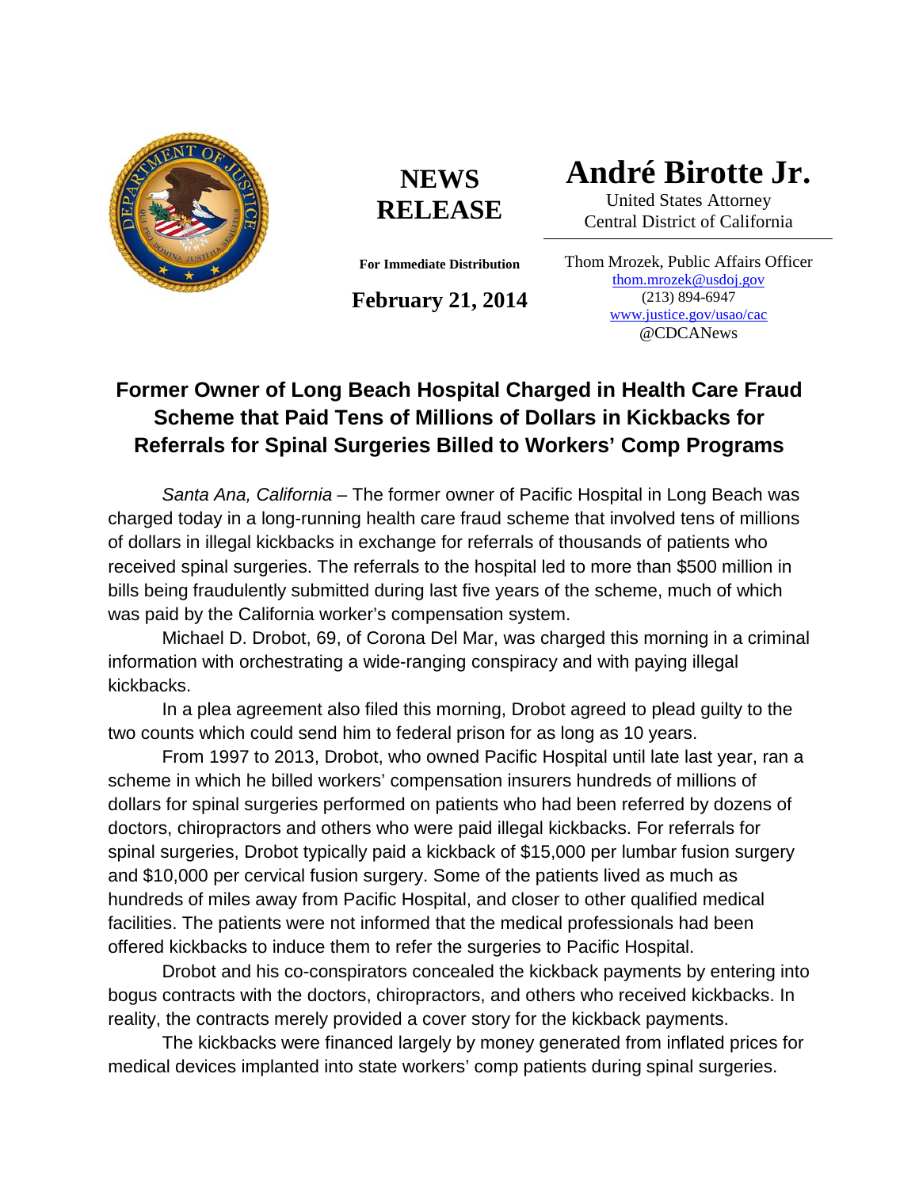**NEWS RELEASE**

**For Immediate Distribution**

**February 21, 2014**

# André Birotte Jr.

United States Attorney
Central District of California

Thom Mrozek, Public Affairs Officer
thom.mrozek@usdoj.gov
(213) 894-6947
www.justice.gov/usao/cac
@CDCANews

## Former Owner of Long Beach Hospital Charged in Health Care Fraud Scheme that Paid Tens of Millions of Dollars in Kickbacks for Referrals for Spinal Surgeries Billed to Workers' Comp Programs

*Santa Ana, California* – The former owner of Pacific Hospital in Long Beach was charged today in a long-running health care fraud scheme that involved tens of millions of dollars in illegal kickbacks in exchange for referrals of thousands of patients who received spinal surgeries. The referrals to the hospital led to more than $500 million in bills being fraudulently submitted during last five years of the scheme, much of which was paid by the California worker's compensation system.

Michael D. Drobot, 69, of Corona Del Mar, was charged this morning in a criminal information with orchestrating a wide-ranging conspiracy and with paying illegal kickbacks.

In a plea agreement also filed this morning, Drobot agreed to plead guilty to the two counts which could send him to federal prison for as long as 10 years.

From 1997 to 2013, Drobot, who owned Pacific Hospital until late last year, ran a scheme in which he billed workers' compensation insurers hundreds of millions of dollars for spinal surgeries performed on patients who had been referred by dozens of doctors, chiropractors and others who were paid illegal kickbacks. For referrals for spinal surgeries, Drobot typically paid a kickback of $15,000 per lumbar fusion surgery and $10,000 per cervical fusion surgery. Some of the patients lived as much as hundreds of miles away from Pacific Hospital, and closer to other qualified medical facilities. The patients were not informed that the medical professionals had been offered kickbacks to induce them to refer the surgeries to Pacific Hospital.

Drobot and his co-conspirators concealed the kickback payments by entering into bogus contracts with the doctors, chiropractors, and others who received kickbacks. In reality, the contracts merely provided a cover story for the kickback payments.

The kickbacks were financed largely by money generated from inflated prices for medical devices implanted into state workers' comp patients during spinal surgeries.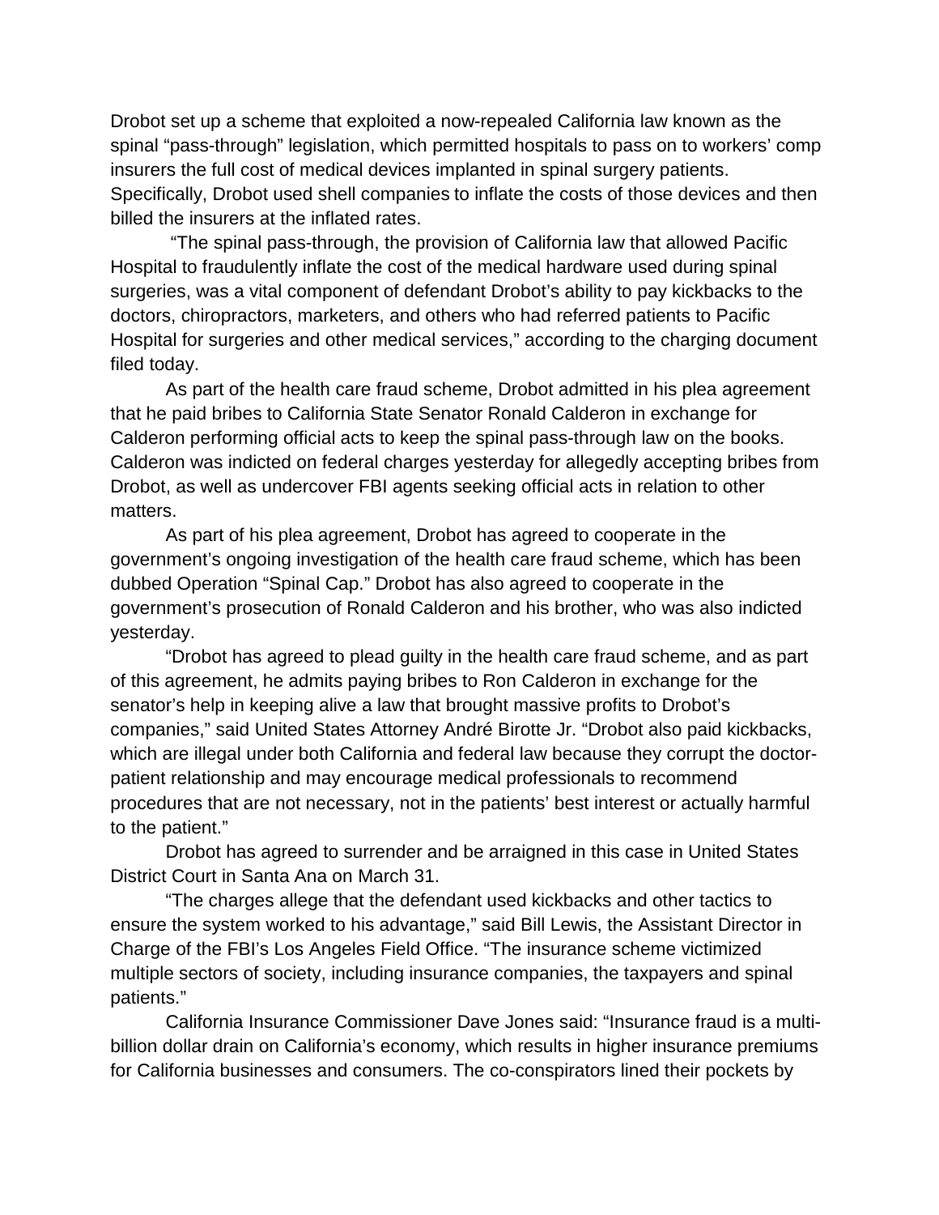Drobot set up a scheme that exploited a now-repealed California law known as the spinal "pass-through" legislation, which permitted hospitals to pass on to workers' comp insurers the full cost of medical devices implanted in spinal surgery patients. Specifically, Drobot used shell companies to inflate the costs of those devices and then billed the insurers at the inflated rates.

"The spinal pass-through, the provision of California law that allowed Pacific Hospital to fraudulently inflate the cost of the medical hardware used during spinal surgeries, was a vital component of defendant Drobot's ability to pay kickbacks to the doctors, chiropractors, marketers, and others who had referred patients to Pacific Hospital for surgeries and other medical services," according to the charging document filed today.

As part of the health care fraud scheme, Drobot admitted in his plea agreement that he paid bribes to California State Senator Ronald Calderon in exchange for Calderon performing official acts to keep the spinal pass-through law on the books. Calderon was indicted on federal charges yesterday for allegedly accepting bribes from Drobot, as well as undercover FBI agents seeking official acts in relation to other matters.

As part of his plea agreement, Drobot has agreed to cooperate in the government's ongoing investigation of the health care fraud scheme, which has been dubbed Operation "Spinal Cap." Drobot has also agreed to cooperate in the government's prosecution of Ronald Calderon and his brother, who was also indicted yesterday.

"Drobot has agreed to plead guilty in the health care fraud scheme, and as part of this agreement, he admits paying bribes to Ron Calderon in exchange for the senator's help in keeping alive a law that brought massive profits to Drobot's companies," said United States Attorney André Birotte Jr. "Drobot also paid kickbacks, which are illegal under both California and federal law because they corrupt the doctor-patient relationship and may encourage medical professionals to recommend procedures that are not necessary, not in the patients' best interest or actually harmful to the patient."

Drobot has agreed to surrender and be arraigned in this case in United States District Court in Santa Ana on March 31.

"The charges allege that the defendant used kickbacks and other tactics to ensure the system worked to his advantage," said Bill Lewis, the Assistant Director in Charge of the FBI's Los Angeles Field Office. "The insurance scheme victimized multiple sectors of society, including insurance companies, the taxpayers and spinal patients."

California Insurance Commissioner Dave Jones said: "Insurance fraud is a multi-billion dollar drain on California's economy, which results in higher insurance premiums for California businesses and consumers. The co-conspirators lined their pockets by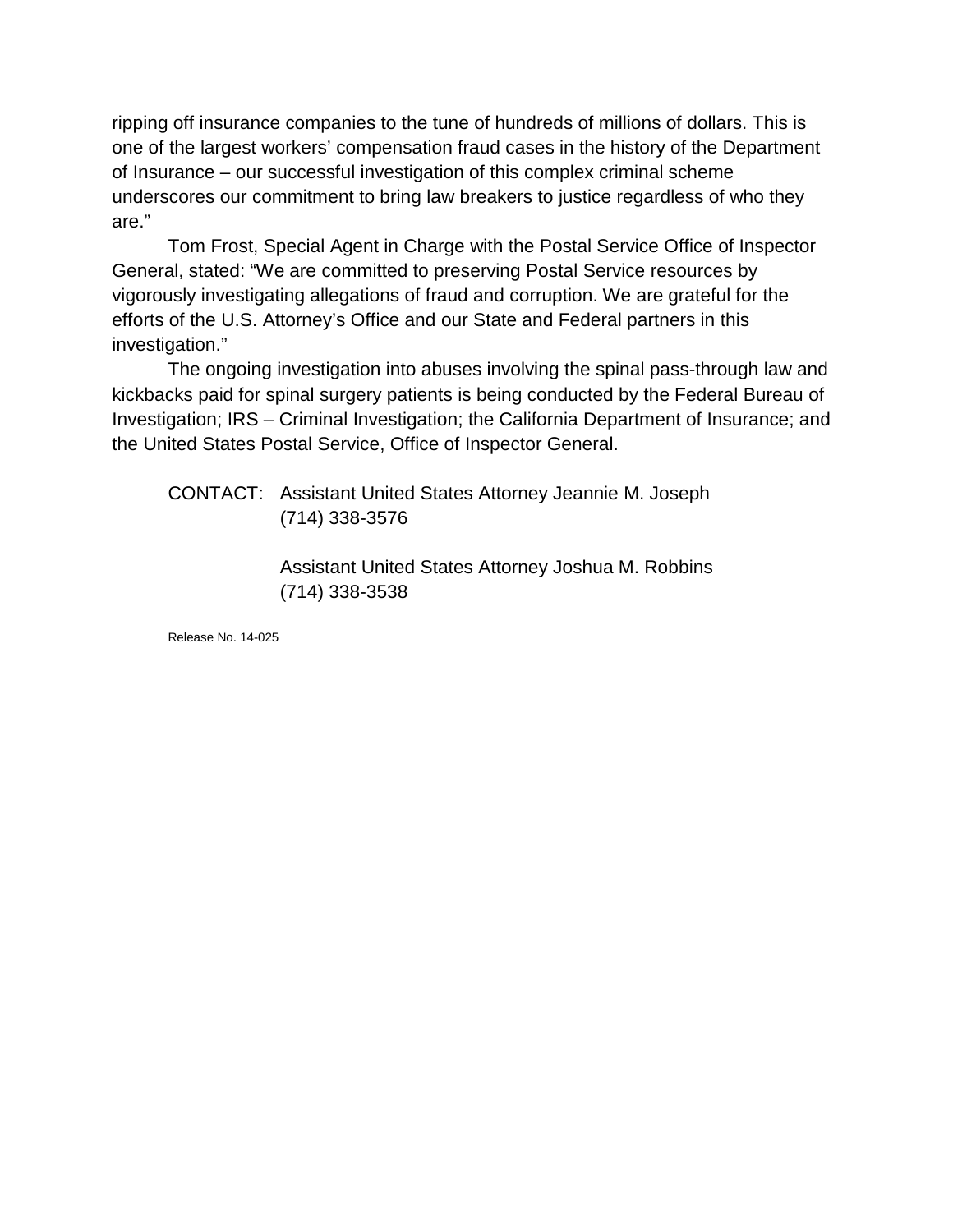ripping off insurance companies to the tune of hundreds of millions of dollars. This is one of the largest workers' compensation fraud cases in the history of the Department of Insurance – our successful investigation of this complex criminal scheme underscores our commitment to bring law breakers to justice regardless of who they are."

Tom Frost, Special Agent in Charge with the Postal Service Office of Inspector General, stated: "We are committed to preserving Postal Service resources by vigorously investigating allegations of fraud and corruption. We are grateful for the efforts of the U.S. Attorney's Office and our State and Federal partners in this investigation."

The ongoing investigation into abuses involving the spinal pass-through law and kickbacks paid for spinal surgery patients is being conducted by the Federal Bureau of Investigation; IRS – Criminal Investigation; the California Department of Insurance; and the United States Postal Service, Office of Inspector General.

CONTACT: Assistant United States Attorney Jeannie M. Joseph
(714) 338-3576

Assistant United States Attorney Joshua M. Robbins
(714) 338-3538

Release No. 14-025